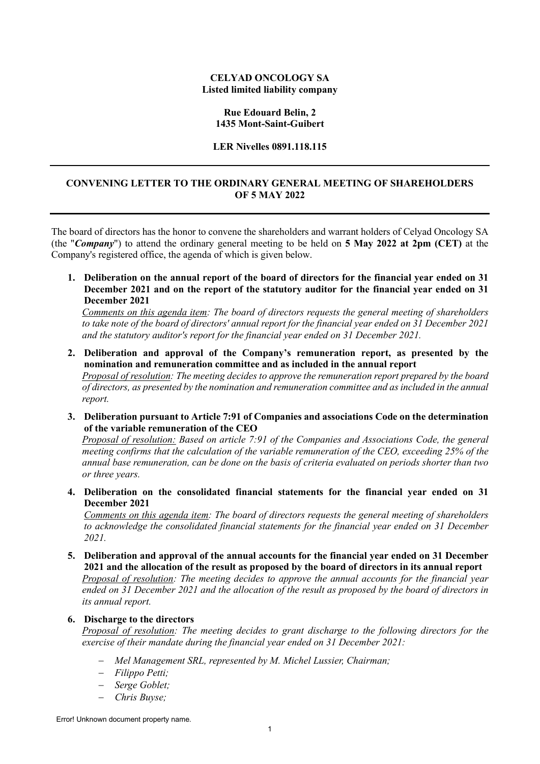**CELYAD ONCOLOGY SA**
**Listed limited liability company**

**Rue Edouard Belin, 2**
**1435 Mont-Saint-Guibert**

**LER Nivelles 0891.118.115**

---

# CONVENING LETTER TO THE ORDINARY GENERAL MEETING OF SHAREHOLDERS OF 5 MAY 2022

---

The board of directors has the honor to convene the shareholders and warrant holders of Celyad Oncology SA (the "***Company***") to attend the ordinary general meeting to be held on **5 May 2022 at 2pm (CET)** at the Company's registered office, the agenda of which is given below.

1. **Deliberation on the annual report of the board of directors for the financial year ended on 31 December 2021 and on the report of the statutory auditor for the financial year ended on 31 December 2021**
   *Comments on this agenda item: The board of directors requests the general meeting of shareholders to take note of the board of directors' annual report for the financial year ended on 31 December 2021 and the statutory auditor's report for the financial year ended on 31 December 2021.*

2. **Deliberation and approval of the Company's remuneration report, as presented by the nomination and remuneration committee and as included in the annual report**
   *Proposal of resolution: The meeting decides to approve the remuneration report prepared by the board of directors, as presented by the nomination and remuneration committee and as included in the annual report.*

3. **Deliberation pursuant to Article 7:91 of Companies and associations Code on the determination of the variable remuneration of the CEO**
   *Proposal of resolution: Based on article 7:91 of the Companies and Associations Code, the general meeting confirms that the calculation of the variable remuneration of the CEO, exceeding 25% of the annual base remuneration, can be done on the basis of criteria evaluated on periods shorter than two or three years.*

4. **Deliberation on the consolidated financial statements for the financial year ended on 31 December 2021**
   *Comments on this agenda item: The board of directors requests the general meeting of shareholders to acknowledge the consolidated financial statements for the financial year ended on 31 December 2021.*

5. **Deliberation and approval of the annual accounts for the financial year ended on 31 December 2021 and the allocation of the result as proposed by the board of directors in its annual report**
   *Proposal of resolution: The meeting decides to approve the annual accounts for the financial year ended on 31 December 2021 and the allocation of the result as proposed by the board of directors in its annual report.*

6. **Discharge to the directors**
   *Proposal of resolution: The meeting decides to grant discharge to the following directors for the exercise of their mandate during the financial year ended on 31 December 2021:*

   - *Mel Management SRL, represented by M. Michel Lussier, Chairman;*
   - *Filippo Petti;*
   - *Serge Goblet;*
   - *Chris Buyse;*

Error! Unknown document property name.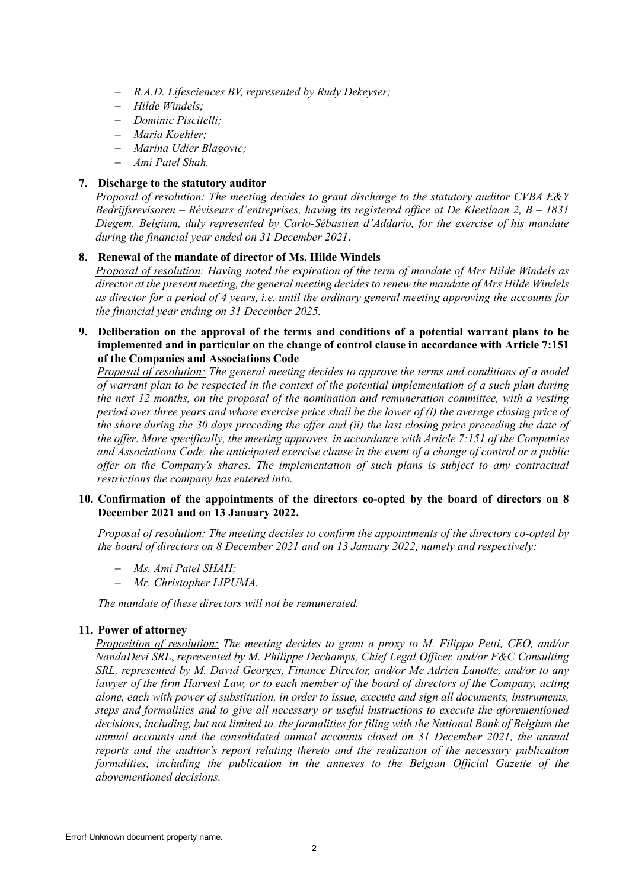- *R.A.D. Lifesciences BV, represented by Rudy Dekeyser;*
- *Hilde Windels;*
- *Dominic Piscitelli;*
- *Maria Koehler;*
- *Marina Udier Blagovic;*
- *Ami Patel Shah.*

**7. Discharge to the statutory auditor**

*Proposal of resolution: The meeting decides to grant discharge to the statutory auditor CVBA E&Y Bedrijfsrevisoren – Réviseurs d'entreprises, having its registered office at De Kleetlaan 2, B – 1831 Diegem, Belgium, duly represented by Carlo-Sébastien d'Addario, for the exercise of his mandate during the financial year ended on 31 December 2021.*

**8. Renewal of the mandate of director of Ms. Hilde Windels**

*Proposal of resolution: Having noted the expiration of the term of mandate of Mrs Hilde Windels as director at the present meeting, the general meeting decides to renew the mandate of Mrs Hilde Windels as director for a period of 4 years, i.e. until the ordinary general meeting approving the accounts for the financial year ending on 31 December 2025.*

**9. Deliberation on the approval of the terms and conditions of a potential warrant plans to be implemented and in particular on the change of control clause in accordance with Article 7:151 of the Companies and Associations Code**

*Proposal of resolution: The general meeting decides to approve the terms and conditions of a model of warrant plan to be respected in the context of the potential implementation of a such plan during the next 12 months, on the proposal of the nomination and remuneration committee, with a vesting period over three years and whose exercise price shall be the lower of (i) the average closing price of the share during the 30 days preceding the offer and (ii) the last closing price preceding the date of the offer. More specifically, the meeting approves, in accordance with Article 7:151 of the Companies and Associations Code, the anticipated exercise clause in the event of a change of control or a public offer on the Company's shares. The implementation of such plans is subject to any contractual restrictions the company has entered into.*

**10. Confirmation of the appointments of the directors co-opted by the board of directors on 8 December 2021 and on 13 January 2022.**

*Proposal of resolution: The meeting decides to confirm the appointments of the directors co-opted by the board of directors on 8 December 2021 and on 13 January 2022, namely and respectively:*

- *Ms. Ami Patel SHAH;*
- *Mr. Christopher LIPUMA.*

*The mandate of these directors will not be remunerated.*

**11. Power of attorney**

*Proposition of resolution: The meeting decides to grant a proxy to M. Filippo Petti, CEO, and/or NandaDevi SRL, represented by M. Philippe Dechamps, Chief Legal Officer, and/or F&C Consulting SRL, represented by M. David Georges, Finance Director, and/or Me Adrien Lanotte, and/or to any lawyer of the firm Harvest Law, or to each member of the board of directors of the Company, acting alone, each with power of substitution, in order to issue, execute and sign all documents, instruments, steps and formalities and to give all necessary or useful instructions to execute the aforementioned decisions, including, but not limited to, the formalities for filing with the National Bank of Belgium the annual accounts and the consolidated annual accounts closed on 31 December 2021, the annual reports and the auditor's report relating thereto and the realization of the necessary publication formalities, including the publication in the annexes to the Belgian Official Gazette of the abovementioned decisions.*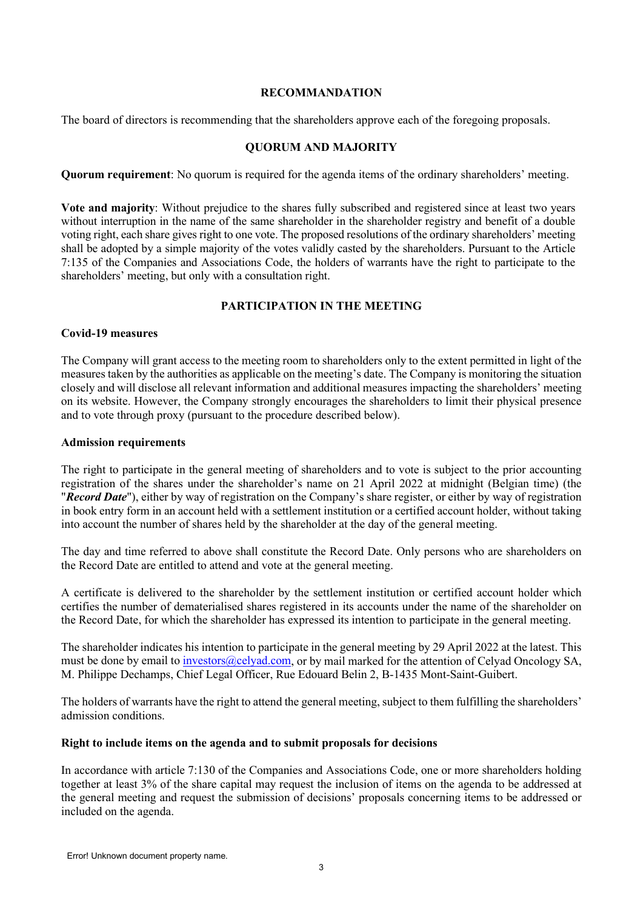## RECOMMANDATION

The board of directors is recommending that the shareholders approve each of the foregoing proposals.

## QUORUM AND MAJORITY

**Quorum requirement**: No quorum is required for the agenda items of the ordinary shareholders' meeting.

**Vote and majority**: Without prejudice to the shares fully subscribed and registered since at least two years without interruption in the name of the same shareholder in the shareholder registry and benefit of a double voting right, each share gives right to one vote. The proposed resolutions of the ordinary shareholders' meeting shall be adopted by a simple majority of the votes validly casted by the shareholders. Pursuant to the Article 7:135 of the Companies and Associations Code, the holders of warrants have the right to participate to the shareholders' meeting, but only with a consultation right.

## PARTICIPATION IN THE MEETING

### Covid-19 measures

The Company will grant access to the meeting room to shareholders only to the extent permitted in light of the measures taken by the authorities as applicable on the meeting's date. The Company is monitoring the situation closely and will disclose all relevant information and additional measures impacting the shareholders' meeting on its website. However, the Company strongly encourages the shareholders to limit their physical presence and to vote through proxy (pursuant to the procedure described below).

### Admission requirements

The right to participate in the general meeting of shareholders and to vote is subject to the prior accounting registration of the shares under the shareholder's name on 21 April 2022 at midnight (Belgian time) (the "***Record Date***"), either by way of registration on the Company's share register, or either by way of registration in book entry form in an account held with a settlement institution or a certified account holder, without taking into account the number of shares held by the shareholder at the day of the general meeting.

The day and time referred to above shall constitute the Record Date. Only persons who are shareholders on the Record Date are entitled to attend and vote at the general meeting.

A certificate is delivered to the shareholder by the settlement institution or certified account holder which certifies the number of dematerialised shares registered in its accounts under the name of the shareholder on the Record Date, for which the shareholder has expressed its intention to participate in the general meeting.

The shareholder indicates his intention to participate in the general meeting by 29 April 2022 at the latest. This must be done by email to investors@celyad.com, or by mail marked for the attention of Celyad Oncology SA, M. Philippe Dechamps, Chief Legal Officer, Rue Edouard Belin 2, B-1435 Mont-Saint-Guibert.

The holders of warrants have the right to attend the general meeting, subject to them fulfilling the shareholders' admission conditions.

### Right to include items on the agenda and to submit proposals for decisions

In accordance with article 7:130 of the Companies and Associations Code, one or more shareholders holding together at least 3% of the share capital may request the inclusion of items on the agenda to be addressed at the general meeting and request the submission of decisions' proposals concerning items to be addressed or included on the agenda.

Error! Unknown document property name.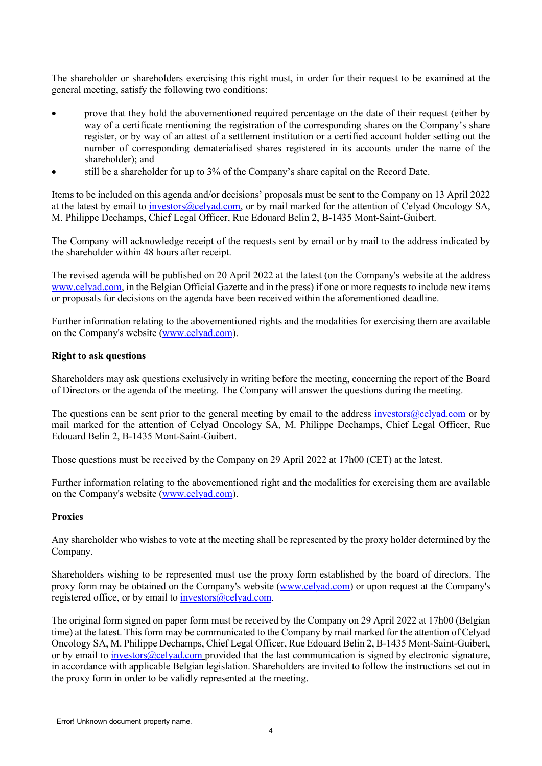The shareholder or shareholders exercising this right must, in order for their request to be examined at the general meeting, satisfy the following two conditions:

- prove that they hold the abovementioned required percentage on the date of their request (either by way of a certificate mentioning the registration of the corresponding shares on the Company's share register, or by way of an attest of a settlement institution or a certified account holder setting out the number of corresponding dematerialised shares registered in its accounts under the name of the shareholder); and
- still be a shareholder for up to 3% of the Company's share capital on the Record Date.

Items to be included on this agenda and/or decisions' proposals must be sent to the Company on 13 April 2022 at the latest by email to investors@celyad.com, or by mail marked for the attention of Celyad Oncology SA, M. Philippe Dechamps, Chief Legal Officer, Rue Edouard Belin 2, B-1435 Mont-Saint-Guibert.

The Company will acknowledge receipt of the requests sent by email or by mail to the address indicated by the shareholder within 48 hours after receipt.

The revised agenda will be published on 20 April 2022 at the latest (on the Company's website at the address www.celyad.com, in the Belgian Official Gazette and in the press) if one or more requests to include new items or proposals for decisions on the agenda have been received within the aforementioned deadline.

Further information relating to the abovementioned rights and the modalities for exercising them are available on the Company's website (www.celyad.com).

**Right to ask questions**

Shareholders may ask questions exclusively in writing before the meeting, concerning the report of the Board of Directors or the agenda of the meeting. The Company will answer the questions during the meeting.

The questions can be sent prior to the general meeting by email to the address investors@celyad.com or by mail marked for the attention of Celyad Oncology SA, M. Philippe Dechamps, Chief Legal Officer, Rue Edouard Belin 2, B-1435 Mont-Saint-Guibert.

Those questions must be received by the Company on 29 April 2022 at 17h00 (CET) at the latest.

Further information relating to the abovementioned right and the modalities for exercising them are available on the Company's website (www.celyad.com).

**Proxies**

Any shareholder who wishes to vote at the meeting shall be represented by the proxy holder determined by the Company.

Shareholders wishing to be represented must use the proxy form established by the board of directors. The proxy form may be obtained on the Company's website (www.celyad.com) or upon request at the Company's registered office, or by email to investors@celyad.com.

The original form signed on paper form must be received by the Company on 29 April 2022 at 17h00 (Belgian time) at the latest. This form may be communicated to the Company by mail marked for the attention of Celyad Oncology SA, M. Philippe Dechamps, Chief Legal Officer, Rue Edouard Belin 2, B-1435 Mont-Saint-Guibert, or by email to investors@celyad.com provided that the last communication is signed by electronic signature, in accordance with applicable Belgian legislation. Shareholders are invited to follow the instructions set out in the proxy form in order to be validly represented at the meeting.

Error! Unknown document property name.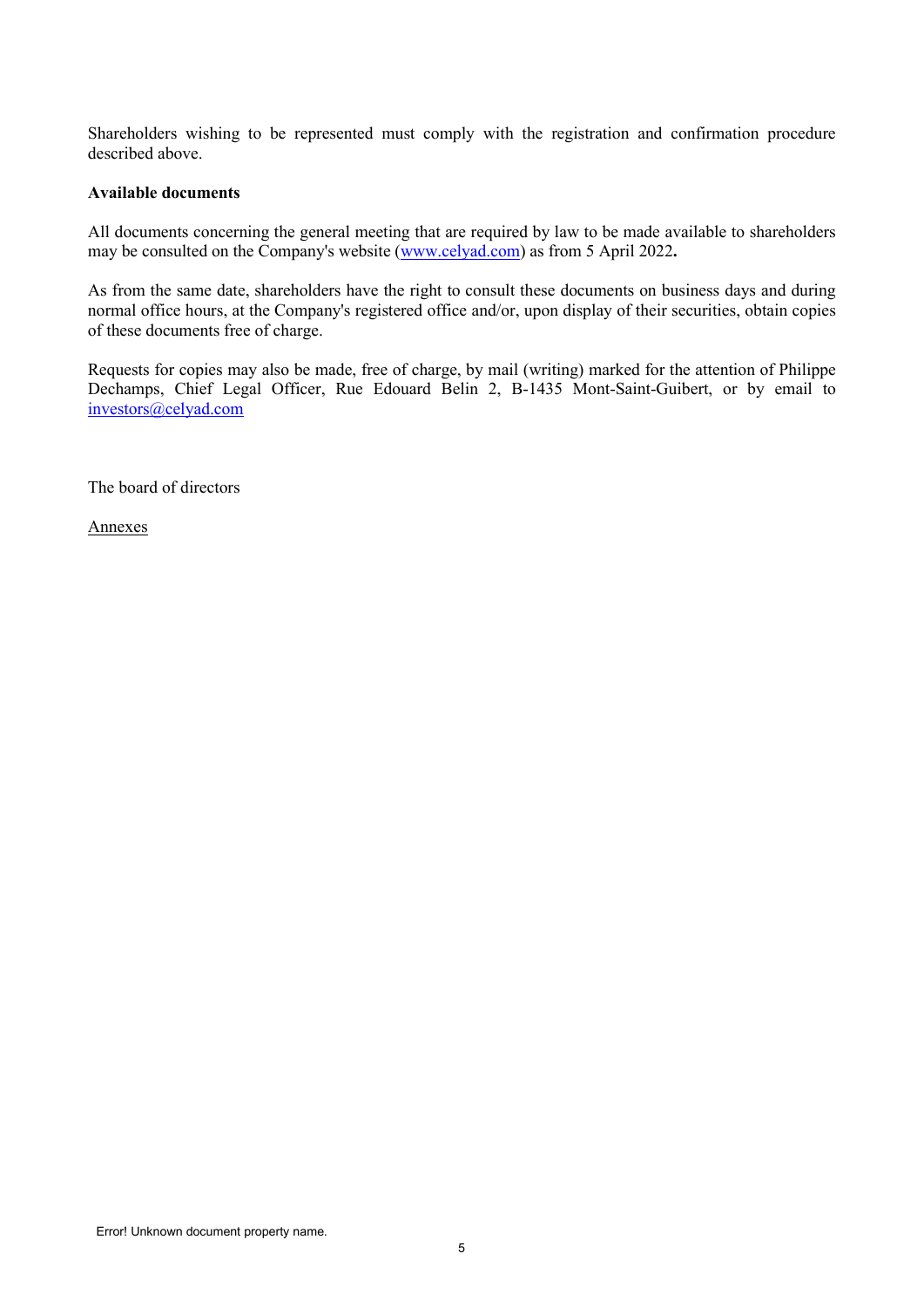Shareholders wishing to be represented must comply with the registration and confirmation procedure described above.

**Available documents**

All documents concerning the general meeting that are required by law to be made available to shareholders may be consulted on the Company's website ([www.celyad.com](http://www.celyad.com)) as from 5 April 2022**.**

As from the same date, shareholders have the right to consult these documents on business days and during normal office hours, at the Company's registered office and/or, upon display of their securities, obtain copies of these documents free of charge.

Requests for copies may also be made, free of charge, by mail (writing) marked for the attention of Philippe Dechamps, Chief Legal Officer, Rue Edouard Belin 2, B-1435 Mont-Saint-Guibert, or by email to [investors@celyad.com](mailto:investors@celyad.com)

The board of directors

Annexes

Error! Unknown document property name.